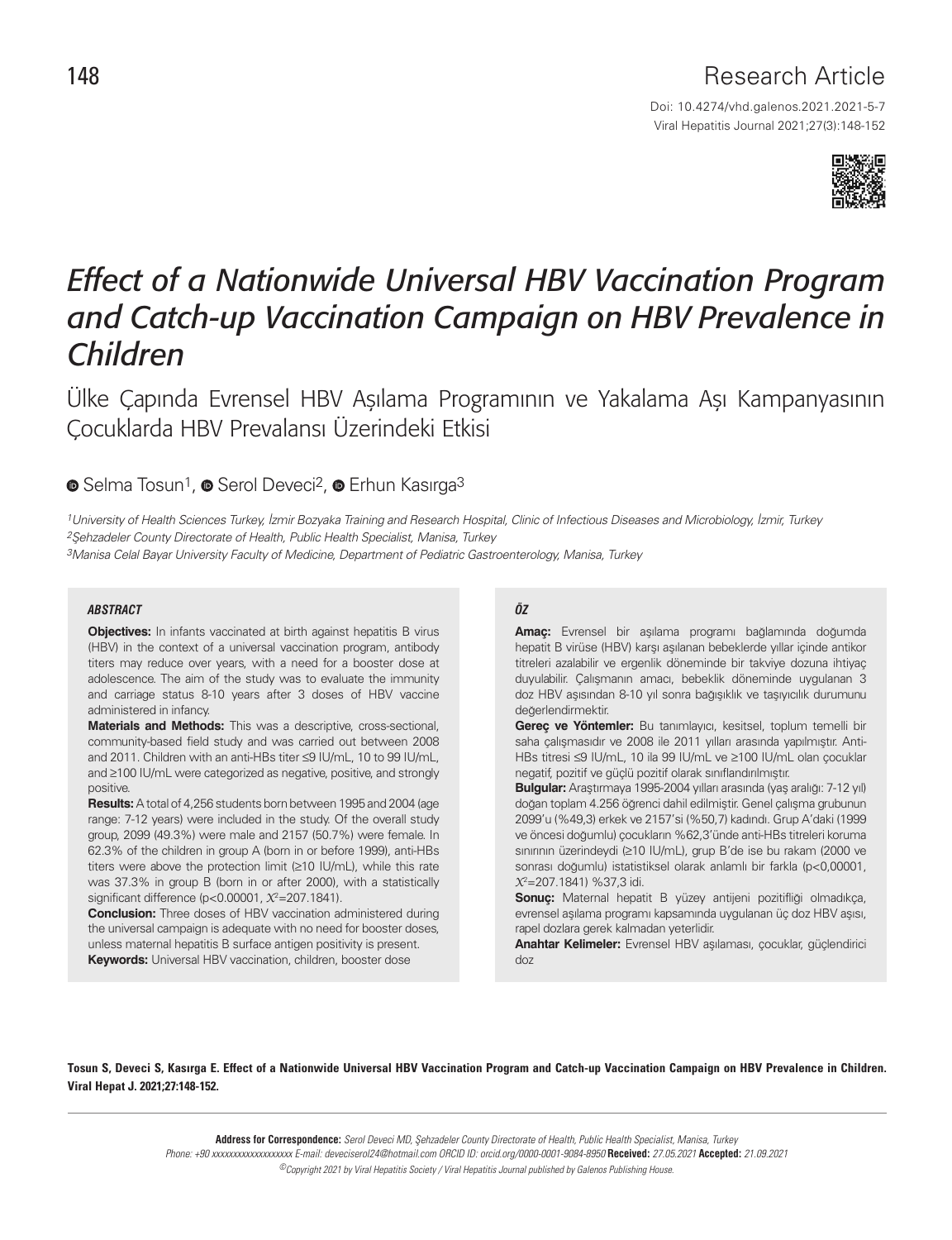Research Article

Doi: 10.4274/vhd.galenos.2021.2021-5-7

# *Effect of a Nationwide Universal HBV Vaccination Program and Catch-up Vaccination Campaign on HBV Prevalence in Children*

## Ülke Çapında Evrensel HBV Aşılama Programının ve Yakalama Aşı Kampanyasının Çocuklarda HBV Prevalansı Üzerindeki Etkisi

Selma Tosun[1], Serol Deveci[2], Erhun Kasırga[3]

*[1]University of Health Sciences Turkey, İzmir Bozyaka Training and Research Hospital, Clinic of Infectious Diseases and Microbiology, İzmir, Turkey*
*[2]Şehzadeler County Directorate of Health, Public Health Specialist, Manisa, Turkey*
*[3]Manisa Celal Bayar University Faculty of Medicine, Department of Pediatric Gastroenterology, Manisa, Turkey*

### *ABSTRACT*

**Objectives:** In infants vaccinated at birth against hepatitis B virus (HBV) in the context of a universal vaccination program, antibody titers may reduce over years, with a need for a booster dose at adolescence. The aim of the study was to evaluate the immunity and carriage status 8-10 years after 3 doses of HBV vaccine administered in infancy.

**Materials and Methods:** This was a descriptive, cross-sectional, community-based field study and was carried out between 2008 and 2011. Children with an anti-HBs titer ≤9 IU/mL, 10 to 99 IU/mL, and ≥100 IU/mL were categorized as negative, positive, and strongly positive.

**Results:** A total of 4,256 students born between 1995 and 2004 (age range: 7-12 years) were included in the study. Of the overall study group, 2099 (49.3%) were male and 2157 (50.7%) were female. In 62.3% of the children in group A (born in or before 1999), anti-HBs titers were above the protection limit (≥10 IU/mL), while this rate was 37.3% in group B (born in or after 2000), with a statistically significant difference ($p<0.00001$, $X^2=207.1841$).

**Conclusion:** Three doses of HBV vaccination administered during the universal campaign is adequate with no need for booster doses, unless maternal hepatitis B surface antigen positivity is present.

**Keywords:** Universal HBV vaccination, children, booster dose

### *ÖZ*

**Amaç:** Evrensel bir aşılama programı bağlamında doğumda hepatit B virüse (HBV) karşı aşılanan bebeklerde yıllar içinde antikor titreleri azalabilir ve ergenlik döneminde bir takviye dozuna ihtiyaç duyulabilir. Çalışmanın amacı, bebeklik döneminde uygulanan 3 doz HBV aşısından 8-10 yıl sonra bağışıklık ve taşıyıcılık durumunu değerlendirmektir.

**Gereç ve Yöntemler:** Bu tanımlayıcı, kesitsel, toplum temelli bir saha çalışmasıdır ve 2008 ile 2011 yılları arasında yapılmıştır. Anti-HBs titresi ≤9 IU/mL, 10 ila 99 IU/mL ve ≥100 IU/mL olan çocuklar negatif, pozitif ve güçlü pozitif olarak sınıflandırılmıştır.

**Bulgular:** Araştırmaya 1995-2004 yılları arasında (yaş aralığı: 7-12 yıl) doğan toplam 4.256 öğrenci dahil edilmiştir. Genel çalışma grubunun 2099'u (%49,3) erkek ve 2157'si (%50,7) kadındı. Grup A'daki (1999 ve öncesi doğumlu) çocukların %62,3'ünde anti-HBs titreleri koruma sınırının üzerindeydi (≥10 IU/mL), grup B'de ise bu rakam (2000 ve sonrası doğumlu) istatistiksel olarak anlamlı bir farkla ($p<0,00001$, $X^2=207.1841$) %37,3 idi.

**Sonuç:** Maternal hepatit B yüzey antijeni pozitifliği olmadıkça, evrensel aşılama programı kapsamında uygulanan üç doz HBV aşısı, rapel dozlara gerek kalmadan yeterlidir.

**Anahtar Kelimeler:** Evrensel HBV aşılaması, çocuklar, güçlendirici doz

**Tosun S, Deveci S, Kasırga E. Effect of a Nationwide Universal HBV Vaccination Program and Catch-up Vaccination Campaign on HBV Prevalence in Children. Viral Hepat J. 2021;27:148-152.**

**Address for Correspondence:** *Serol Deveci MD, Şehzadeler County Directorate of Health, Public Health Specialist, Manisa, Turkey*
*Phone: +90 xxxxxxxxxxxxxxxxxx E-mail: deveciserol24@hotmail.com ORCID ID: orcid.org/0000-0001-9084-8950* **Received:** *27.05.2021* **Accepted:** *21.09.2021*
*©Copyright 2021 by Viral Hepatitis Society / Viral Hepatitis Journal published by Galenos Publishing House.*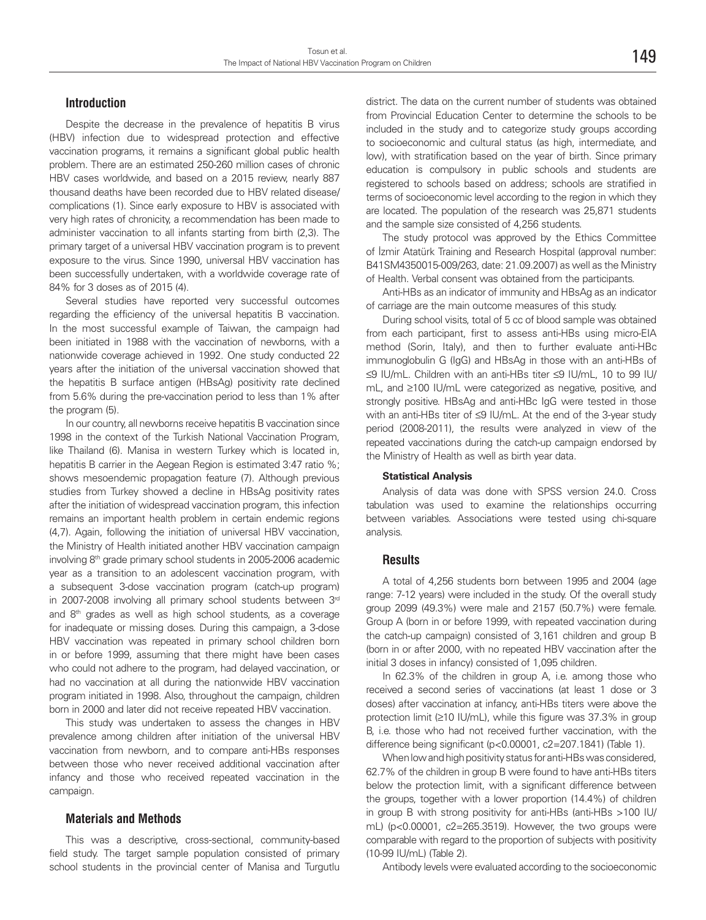## Introduction

Despite the decrease in the prevalence of hepatitis B virus (HBV) infection due to widespread protection and effective vaccination programs, it remains a significant global public health problem. There are an estimated 250-260 million cases of chronic HBV cases worldwide, and based on a 2015 review, nearly 887 thousand deaths have been recorded due to HBV related disease/complications (1). Since early exposure to HBV is associated with very high rates of chronicity, a recommendation has been made to administer vaccination to all infants starting from birth (2,3). The primary target of a universal HBV vaccination program is to prevent exposure to the virus. Since 1990, universal HBV vaccination has been successfully undertaken, with a worldwide coverage rate of 84% for 3 doses as of 2015 (4).

Several studies have reported very successful outcomes regarding the efficiency of the universal hepatitis B vaccination. In the most successful example of Taiwan, the campaign had been initiated in 1988 with the vaccination of newborns, with a nationwide coverage achieved in 1992. One study conducted 22 years after the initiation of the universal vaccination showed that the hepatitis B surface antigen (HBsAg) positivity rate declined from 5.6% during the pre-vaccination period to less than 1% after the program (5).

In our country, all newborns receive hepatitis B vaccination since 1998 in the context of the Turkish National Vaccination Program, like Thailand (6). Manisa in western Turkey which is located in, hepatitis B carrier in the Aegean Region is estimated 3:47 ratio %; shows mesoendemic propagation feature (7). Although previous studies from Turkey showed a decline in HBsAg positivity rates after the initiation of widespread vaccination program, this infection remains an important health problem in certain endemic regions (4,7). Again, following the initiation of universal HBV vaccination, the Ministry of Health initiated another HBV vaccination campaign involving 8th grade primary school students in 2005-2006 academic year as a transition to an adolescent vaccination program, with a subsequent 3-dose vaccination program (catch-up program) in 2007-2008 involving all primary school students between 3rd and 8th grades as well as high school students, as a coverage for inadequate or missing doses. During this campaign, a 3-dose HBV vaccination was repeated in primary school children born in or before 1999, assuming that there might have been cases who could not adhere to the program, had delayed vaccination, or had no vaccination at all during the nationwide HBV vaccination program initiated in 1998. Also, throughout the campaign, children born in 2000 and later did not receive repeated HBV vaccination.

This study was undertaken to assess the changes in HBV prevalence among children after initiation of the universal HBV vaccination from newborn, and to compare anti-HBs responses between those who never received additional vaccination after infancy and those who received repeated vaccination in the campaign.

## Materials and Methods

This was a descriptive, cross-sectional, community-based field study. The target sample population consisted of primary school students in the provincial center of Manisa and Turgutlu district. The data on the current number of students was obtained from Provincial Education Center to determine the schools to be included in the study and to categorize study groups according to socioeconomic and cultural status (as high, intermediate, and low), with stratification based on the year of birth. Since primary education is compulsory in public schools and students are registered to schools based on address; schools are stratified in terms of socioeconomic level according to the region in which they are located. The population of the research was 25,871 students and the sample size consisted of 4,256 students.

The study protocol was approved by the Ethics Committee of İzmir Atatürk Training and Research Hospital (approval number: B41SM4350015-009/263, date: 21.09.2007) as well as the Ministry of Health. Verbal consent was obtained from the participants.

Anti-HBs as an indicator of immunity and HBsAg as an indicator of carriage are the main outcome measures of this study.

During school visits, total of 5 cc of blood sample was obtained from each participant, first to assess anti-HBs using micro-EIA method (Sorin, Italy), and then to further evaluate anti-HBc immunoglobulin G (IgG) and HBsAg in those with an anti-HBs of ≤9 IU/mL. Children with an anti-HBs titer ≤9 IU/mL, 10 to 99 IU/mL, and ≥100 IU/mL were categorized as negative, positive, and strongly positive. HBsAg and anti-HBc IgG were tested in those with an anti-HBs titer of ≤9 IU/mL. At the end of the 3-year study period (2008-2011), the results were analyzed in view of the repeated vaccinations during the catch-up campaign endorsed by the Ministry of Health as well as birth year data.

#### Statistical Analysis

Analysis of data was done with SPSS version 24.0. Cross tabulation was used to examine the relationships occurring between variables. Associations were tested using chi-square analysis.

## Results

A total of 4,256 students born between 1995 and 2004 (age range: 7-12 years) were included in the study. Of the overall study group 2099 (49.3%) were male and 2157 (50.7%) were female. Group A (born in or before 1999, with repeated vaccination during the catch-up campaign) consisted of 3,161 children and group B (born in or after 2000, with no repeated HBV vaccination after the initial 3 doses in infancy) consisted of 1,095 children.

In 62.3% of the children in group A, i.e. among those who received a second series of vaccinations (at least 1 dose or 3 doses) after vaccination at infancy, anti-HBs titers were above the protection limit (≥10 IU/mL), while this figure was 37.3% in group B, i.e. those who had not received further vaccination, with the difference being significant ($p<0.00001$, $c2=207.1841$) (Table 1).

When low and high positivity status for anti-HBs was considered, 62.7% of the children in group B were found to have anti-HBs titers below the protection limit, with a significant difference between the groups, together with a lower proportion (14.4%) of children in group B with strong positivity for anti-HBs (anti-HBs >100 IU/mL) ($p<0.00001$, $c2=265.3519$). However, the two groups were comparable with regard to the proportion of subjects with positivity (10-99 IU/mL) (Table 2).

Antibody levels were evaluated according to the socioeconomic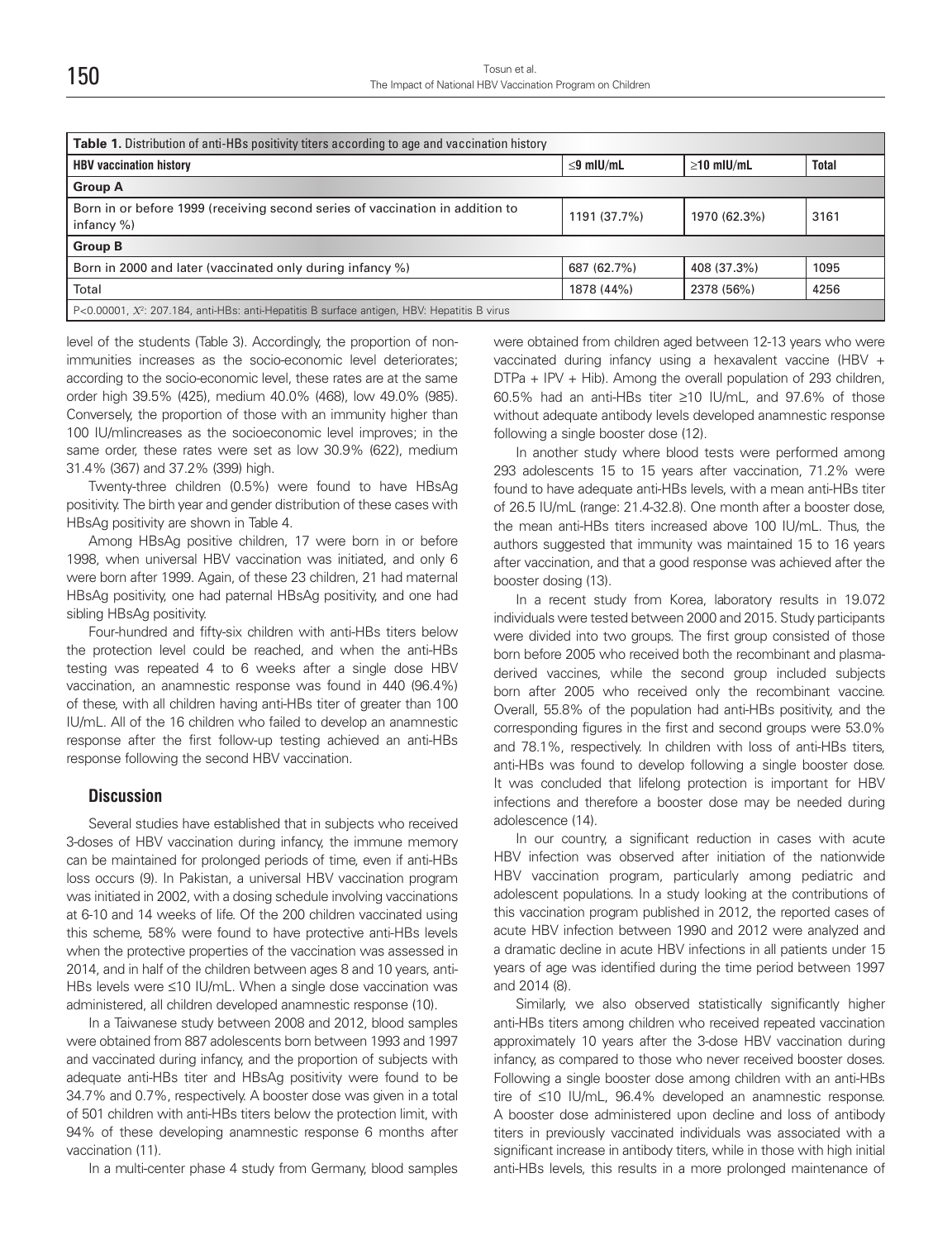**Table 1.** Distribution of anti-HBs positivity titers according to age and vaccination history

| HBV vaccination history | ≤9 mIU/mL | ≥10 mIU/mL | Total |
|---|---|---|---|
| **Group A** | | | |
| Born in or before 1999 (receiving second series of vaccination in addition to infancy %) | 1191 (37.7%) | 1970 (62.3%) | 3161 |
| **Group B** | | | |
| Born in 2000 and later (vaccinated only during infancy %) | 687 (62.7%) | 408 (37.3%) | 1095 |
| Total | 1878 (44%) | 2378 (56%) | 4256 |

P<0.00001, $X^2$: 207.184, anti-HBs: anti-Hepatitis B surface antigen, HBV: Hepatitis B virus

level of the students (Table 3). Accordingly, the proportion of non-immunities increases as the socio-economic level deteriorates; according to the socio-economic level, these rates are at the same order high 39.5% (425), medium 40.0% (468), low 49.0% (985). Conversely, the proportion of those with an immunity higher than 100 IU/mlincreases as the socioeconomic level improves; in the same order, these rates were set as low 30.9% (622), medium 31.4% (367) and 37.2% (399) high.

Twenty-three children (0.5%) were found to have HBsAg positivity. The birth year and gender distribution of these cases with HBsAg positivity are shown in Table 4.

Among HBsAg positive children, 17 were born in or before 1998, when universal HBV vaccination was initiated, and only 6 were born after 1999. Again, of these 23 children, 21 had maternal HBsAg positivity, one had paternal HBsAg positivity, and one had sibling HBsAg positivity.

Four-hundred and fifty-six children with anti-HBs titers below the protection level could be reached, and when the anti-HBs testing was repeated 4 to 6 weeks after a single dose HBV vaccination, an anamnestic response was found in 440 (96.4%) of these, with all children having anti-HBs titer of greater than 100 IU/mL. All of the 16 children who failed to develop an anamnestic response after the first follow-up testing achieved an anti-HBs response following the second HBV vaccination.

## Discussion

Several studies have established that in subjects who received 3-doses of HBV vaccination during infancy, the immune memory can be maintained for prolonged periods of time, even if anti-HBs loss occurs (9). In Pakistan, a universal HBV vaccination program was initiated in 2002, with a dosing schedule involving vaccinations at 6-10 and 14 weeks of life. Of the 200 children vaccinated using this scheme, 58% were found to have protective anti-HBs levels when the protective properties of the vaccination was assessed in 2014, and in half of the children between ages 8 and 10 years, anti-HBs levels were ≤10 IU/mL. When a single dose vaccination was administered, all children developed anamnestic response (10).

In a Taiwanese study between 2008 and 2012, blood samples were obtained from 887 adolescents born between 1993 and 1997 and vaccinated during infancy, and the proportion of subjects with adequate anti-HBs titer and HBsAg positivity were found to be 34.7% and 0.7%, respectively. A booster dose was given in a total of 501 children with anti-HBs titers below the protection limit, with 94% of these developing anamnestic response 6 months after vaccination (11).

In a multi-center phase 4 study from Germany, blood samples were obtained from children aged between 12-13 years who were vaccinated during infancy using a hexavalent vaccine (HBV + DTPa + IPV + Hib). Among the overall population of 293 children, 60.5% had an anti-HBs titer ≥10 IU/mL, and 97.6% of those without adequate antibody levels developed anamnestic response following a single booster dose (12).

In another study where blood tests were performed among 293 adolescents 15 to 15 years after vaccination, 71.2% were found to have adequate anti-HBs levels, with a mean anti-HBs titer of 26.5 IU/mL (range: 21.4-32.8). One month after a booster dose, the mean anti-HBs titers increased above 100 IU/mL. Thus, the authors suggested that immunity was maintained 15 to 16 years after vaccination, and that a good response was achieved after the booster dosing (13).

In a recent study from Korea, laboratory results in 19.072 individuals were tested between 2000 and 2015. Study participants were divided into two groups. The first group consisted of those born before 2005 who received both the recombinant and plasma-derived vaccines, while the second group included subjects born after 2005 who received only the recombinant vaccine. Overall, 55.8% of the population had anti-HBs positivity, and the corresponding figures in the first and second groups were 53.0% and 78.1%, respectively. In children with loss of anti-HBs titers, anti-HBs was found to develop following a single booster dose. It was concluded that lifelong protection is important for HBV infections and therefore a booster dose may be needed during adolescence (14).

In our country, a significant reduction in cases with acute HBV infection was observed after initiation of the nationwide HBV vaccination program, particularly among pediatric and adolescent populations. In a study looking at the contributions of this vaccination program published in 2012, the reported cases of acute HBV infection between 1990 and 2012 were analyzed and a dramatic decline in acute HBV infections in all patients under 15 years of age was identified during the time period between 1997 and 2014 (8).

Similarly, we also observed statistically significantly higher anti-HBs titers among children who received repeated vaccination approximately 10 years after the 3-dose HBV vaccination during infancy, as compared to those who never received booster doses. Following a single booster dose among children with an anti-HBs tire of ≤10 IU/mL, 96.4% developed an anamnestic response. A booster dose administered upon decline and loss of antibody titers in previously vaccinated individuals was associated with a significant increase in antibody titers, while in those with high initial anti-HBs levels, this results in a more prolonged maintenance of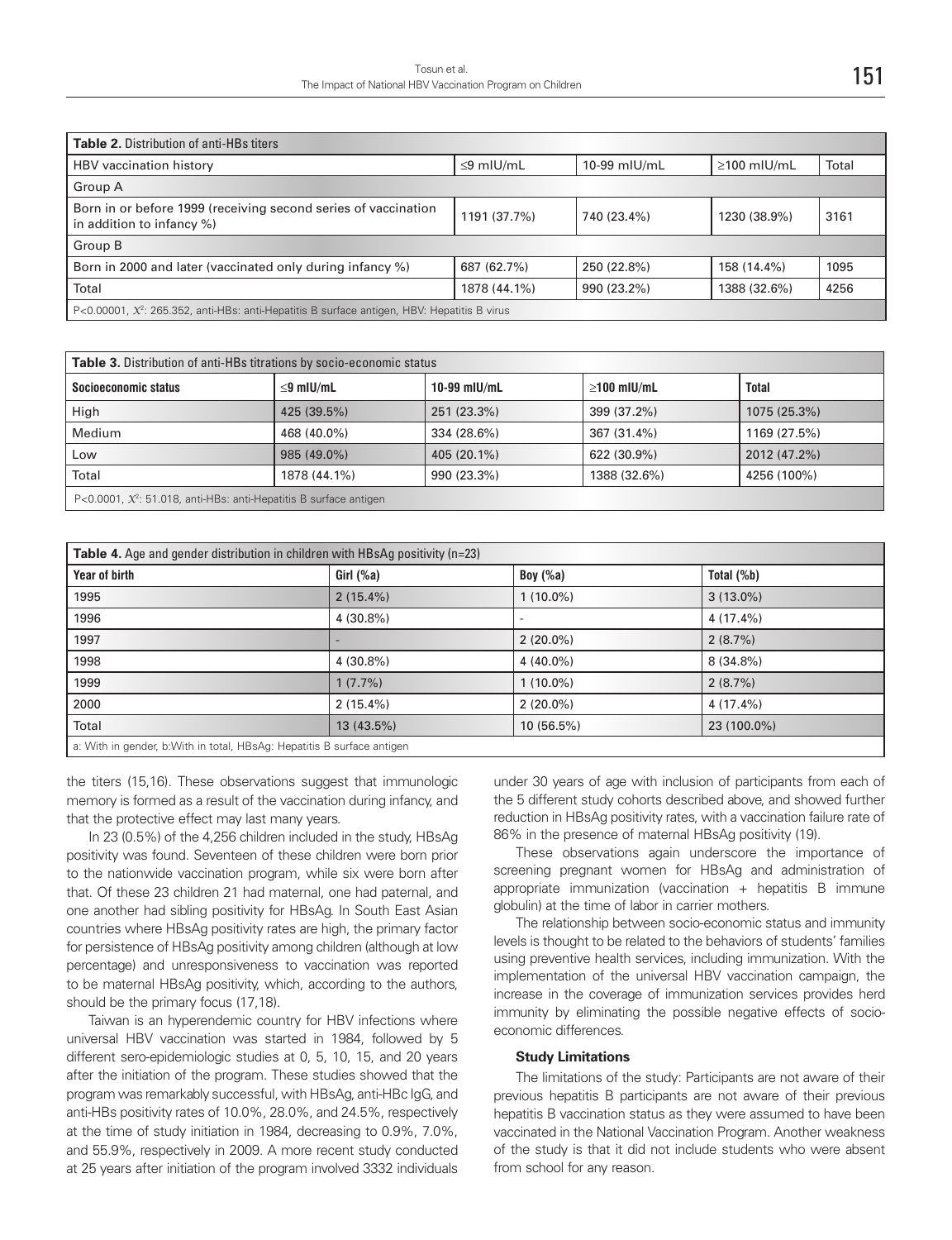| **Table 2.** Distribution of anti-HBs titers | | | | |
|---|---|---|---|---|
| HBV vaccination history | ≤9 mIU/mL | 10-99 mIU/mL | ≥100 mIU/mL | Total |
| Group A | | | | |
| Born in or before 1999 (receiving second series of vaccination in addition to infancy %) | 1191 (37.7%) | 740 (23.4%) | 1230 (38.9%) | 3161 |
| Group B | | | | |
| Born in 2000 and later (vaccinated only during infancy %) | 687 (62.7%) | 250 (22.8%) | 158 (14.4%) | 1095 |
| Total | 1878 (44.1%) | 990 (23.2%) | 1388 (32.6%) | 4256 |

P<0.00001, $X^2$: 265.352, anti-HBs: anti-Hepatitis B surface antigen, HBV: Hepatitis B virus

| **Table 3.** Distribution of anti-HBs titrations by socio-economic status | | | | |
|---|---|---|---|---|
| **Socioeconomic status** | **≤9 mIU/mL** | **10-99 mIU/mL** | **≥100 mIU/mL** | **Total** |
| High | 425 (39.5%) | 251 (23.3%) | 399 (37.2%) | 1075 (25.3%) |
| Medium | 468 (40.0%) | 334 (28.6%) | 367 (31.4%) | 1169 (27.5%) |
| Low | 985 (49.0%) | 405 (20.1%) | 622 (30.9%) | 2012 (47.2%) |
| Total | 1878 (44.1%) | 990 (23.3%) | 1388 (32.6%) | 4256 (100%) |

P<0.0001, $X^2$: 51.018, anti-HBs: anti-Hepatitis B surface antigen

| **Table 4.** Age and gender distribution in children with HBsAg positivity (n=23) | | | |
|---|---|---|---|
| **Year of birth** | **Girl (%a)** | **Boy (%a)** | **Total (%b)** |
| 1995 | 2 (15.4%) | 1 (10.0%) | 3 (13.0%) |
| 1996 | 4 (30.8%) | - | 4 (17.4%) |
| 1997 | - | 2 (20.0%) | 2 (8.7%) |
| 1998 | 4 (30.8%) | 4 (40.0%) | 8 (34.8%) |
| 1999 | 1 (7.7%) | 1 (10.0%) | 2 (8.7%) |
| 2000 | 2 (15.4%) | 2 (20.0%) | 4 (17.4%) |
| Total | 13 (43.5%) | 10 (56.5%) | 23 (100.0%) |

a: With in gender, b:With in total, HBsAg: Hepatitis B surface antigen

the titers (15,16). These observations suggest that immunologic memory is formed as a result of the vaccination during infancy, and that the protective effect may last many years.

In 23 (0.5%) of the 4,256 children included in the study, HBsAg positivity was found. Seventeen of these children were born prior to the nationwide vaccination program, while six were born after that. Of these 23 children 21 had maternal, one had paternal, and one another had sibling positivity for HBsAg. In South East Asian countries where HBsAg positivity rates are high, the primary factor for persistence of HBsAg positivity among children (although at low percentage) and unresponsiveness to vaccination was reported to be maternal HBsAg positivity, which, according to the authors, should be the primary focus (17,18).

Taiwan is an hyperendemic country for HBV infections where universal HBV vaccination was started in 1984, followed by 5 different sero-epidemiologic studies at 0, 5, 10, 15, and 20 years after the initiation of the program. These studies showed that the program was remarkably successful, with HBsAg, anti-HBc IgG, and anti-HBs positivity rates of 10.0%, 28.0%, and 24.5%, respectively at the time of study initiation in 1984, decreasing to 0.9%, 7.0%, and 55.9%, respectively in 2009. A more recent study conducted at 25 years after initiation of the program involved 3332 individuals under 30 years of age with inclusion of participants from each of the 5 different study cohorts described above, and showed further reduction in HBsAg positivity rates, with a vaccination failure rate of 86% in the presence of maternal HBsAg positivity (19).

These observations again underscore the importance of screening pregnant women for HBsAg and administration of appropriate immunization (vaccination + hepatitis B immune globulin) at the time of labor in carrier mothers.

The relationship between socio-economic status and immunity levels is thought to be related to the behaviors of students' families using preventive health services, including immunization. With the implementation of the universal HBV vaccination campaign, the increase in the coverage of immunization services provides herd immunity by eliminating the possible negative effects of socio-economic differences.

### Study Limitations

The limitations of the study: Participants are not aware of their previous hepatitis B participants are not aware of their previous hepatitis B vaccination status as they were assumed to have been vaccinated in the National Vaccination Program. Another weakness of the study is that it did not include students who were absent from school for any reason.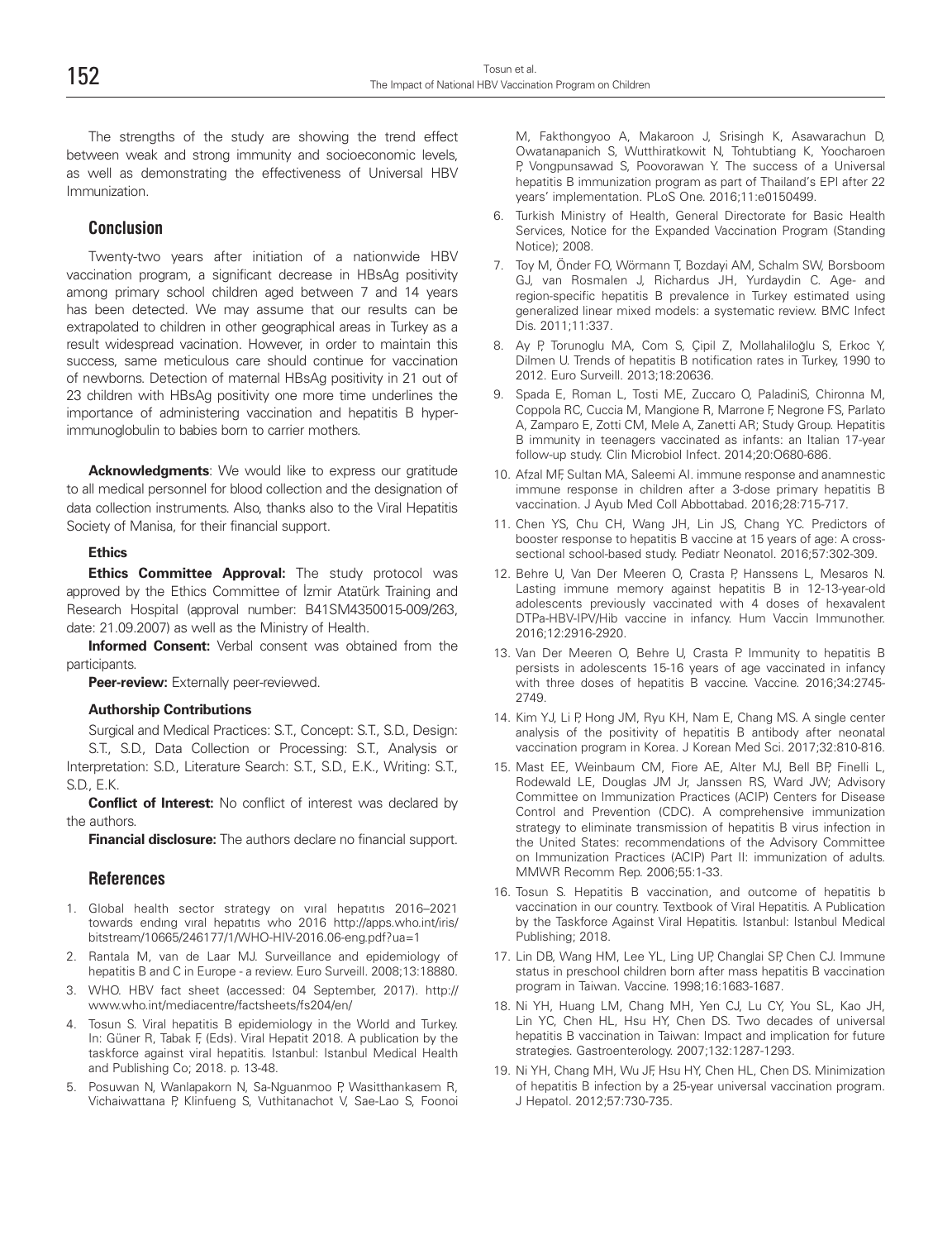The strengths of the study are showing the trend effect between weak and strong immunity and socioeconomic levels, as well as demonstrating the effectiveness of Universal HBV Immunization.

## Conclusion

Twenty-two years after initiation of a nationwide HBV vaccination program, a significant decrease in HBsAg positivity among primary school children aged between 7 and 14 years has been detected. We may assume that our results can be extrapolated to children in other geographical areas in Turkey as a result widespread vacination. However, in order to maintain this success, same meticulous care should continue for vaccination of newborns. Detection of maternal HBsAg positivity in 21 out of 23 children with HBsAg positivity one more time underlines the importance of administering vaccination and hepatitis B hyper-immunoglobulin to babies born to carrier mothers.

**Acknowledgments**: We would like to express our gratitude to all medical personnel for blood collection and the designation of data collection instruments. Also, thanks also to the Viral Hepatitis Society of Manisa, for their financial support.

### Ethics

**Ethics Committee Approval:** The study protocol was approved by the Ethics Committee of İzmir Atatürk Training and Research Hospital (approval number: B41SM4350015-009/263, date: 21.09.2007) as well as the Ministry of Health.

**Informed Consent:** Verbal consent was obtained from the participants.

**Peer-review:** Externally peer-reviewed.

### Authorship Contributions

Surgical and Medical Practices: S.T., Concept: S.T., S.D., Design: S.T., S.D., Data Collection or Processing: S.T., Analysis or Interpretation: S.D., Literature Search: S.T., S.D., E.K., Writing: S.T., S.D., E.K.

**Conflict of Interest:** No conflict of interest was declared by the authors.

**Financial disclosure:** The authors declare no financial support.

## References

1. Global health sector strategy on vıral hepatıtıs 2016–2021 towards endıng vıral hepatıtıs who 2016 http://apps.who.int/iris/bitstream/10665/246177/1/WHO-HIV-2016.06-eng.pdf?ua=1
2. Rantala M, van de Laar MJ. Surveillance and epidemiology of hepatitis B and C in Europe - a review. Euro Surveill. 2008;13:18880.
3. WHO. HBV fact sheet (accessed: 04 September, 2017). http://www.who.int/mediacentre/factsheets/fs204/en/
4. Tosun S. Viral hepatitis B epidemiology in the World and Turkey. In: Güner R, Tabak F, (Eds). Viral Hepatit 2018. A publication by the taskforce against viral hepatitis. Istanbul: Istanbul Medical Health and Publishing Co; 2018. p. 13-48.
5. Posuwan N, Wanlapakorn N, Sa-Nguanmoo P, Wasitthankasem R, Vichaiwattana P, Klinfueng S, Vuthitanachot V, Sae-Lao S, Foonoi M, Fakthongyoo A, Makaroon J, Srisingh K, Asawarachun D, Owatanapanich S, Wutthiratkowit N, Tohtubtiang K, Yoocharoen P, Vongpunsawad S, Poovorawan Y. The success of a Universal hepatitis B immunization program as part of Thailand's EPI after 22 years' implementation. PLoS One. 2016;11:e0150499.
6. Turkish Ministry of Health, General Directorate for Basic Health Services, Notice for the Expanded Vaccination Program (Standing Notice); 2008.
7. Toy M, Önder FO, Wörmann T, Bozdayi AM, Schalm SW, Borsboom GJ, van Rosmalen J, Richardus JH, Yurdaydin C. Age- and region-specific hepatitis B prevalence in Turkey estimated using generalized linear mixed models: a systematic review. BMC Infect Dis. 2011;11:337.
8. Ay P, Torunoglu MA, Com S, Çipil Z, Mollahaliloğlu S, Erkoc Y, Dilmen U. Trends of hepatitis B notification rates in Turkey, 1990 to 2012. Euro Surveill. 2013;18:20636.
9. Spada E, Roman L, Tosti ME, Zuccaro O, PaladiniS, Chironna M, Coppola RC, Cuccia M, Mangione R, Marrone F, Negrone FS, Parlato A, Zamparo E, Zotti CM, Mele A, Zanetti AR; Study Group. Hepatitis B immunity in teenagers vaccinated as infants: an Italian 17-year follow-up study. Clin Microbiol Infect. 2014;20:O680-686.
10. Afzal MF, Sultan MA, Saleemi AI. immune response and anamnestic immune response in children after a 3-dose primary hepatitis B vaccination. J Ayub Med Coll Abbottabad. 2016;28:715-717.
11. Chen YS, Chu CH, Wang JH, Lin JS, Chang YC. Predictors of booster response to hepatitis B vaccine at 15 years of age: A cross-sectional school-based study. Pediatr Neonatol. 2016;57:302-309.
12. Behre U, Van Der Meeren O, Crasta P, Hanssens L, Mesaros N. Lasting immune memory against hepatitis B in 12-13-year-old adolescents previously vaccinated with 4 doses of hexavalent DTPa-HBV-IPV/Hib vaccine in infancy. Hum Vaccin Immunother. 2016;12:2916-2920.
13. Van Der Meeren O, Behre U, Crasta P. Immunity to hepatitis B persists in adolescents 15-16 years of age vaccinated in infancy with three doses of hepatitis B vaccine. Vaccine. 2016;34:2745-2749.
14. Kim YJ, Li P, Hong JM, Ryu KH, Nam E, Chang MS. A single center analysis of the positivity of hepatitis B antibody after neonatal vaccination program in Korea. J Korean Med Sci. 2017;32:810-816.
15. Mast EE, Weinbaum CM, Fiore AE, Alter MJ, Bell BP, Finelli L, Rodewald LE, Douglas JM Jr, Janssen RS, Ward JW; Advisory Committee on Immunization Practices (ACIP) Centers for Disease Control and Prevention (CDC). A comprehensive immunization strategy to eliminate transmission of hepatitis B virus infection in the United States: recommendations of the Advisory Committee on Immunization Practices (ACIP) Part II: immunization of adults. MMWR Recomm Rep. 2006;55:1-33.
16. Tosun S. Hepatitis B vaccination, and outcome of hepatitis b vaccination in our country. Textbook of Viral Hepatitis. A Publication by the Taskforce Against Viral Hepatitis. Istanbul: Istanbul Medical Publishing; 2018.
17. Lin DB, Wang HM, Lee YL, Ling UP, Changlai SP, Chen CJ. Immune status in preschool children born after mass hepatitis B vaccination program in Taiwan. Vaccine. 1998;16:1683-1687.
18. Ni YH, Huang LM, Chang MH, Yen CJ, Lu CY, You SL, Kao JH, Lin YC, Chen HL, Hsu HY, Chen DS. Two decades of universal hepatitis B vaccination in Taiwan: Impact and implication for future strategies. Gastroenterology. 2007;132:1287-1293.
19. Ni YH, Chang MH, Wu JF, Hsu HY, Chen HL, Chen DS. Minimization of hepatitis B infection by a 25-year universal vaccination program. J Hepatol. 2012;57:730-735.